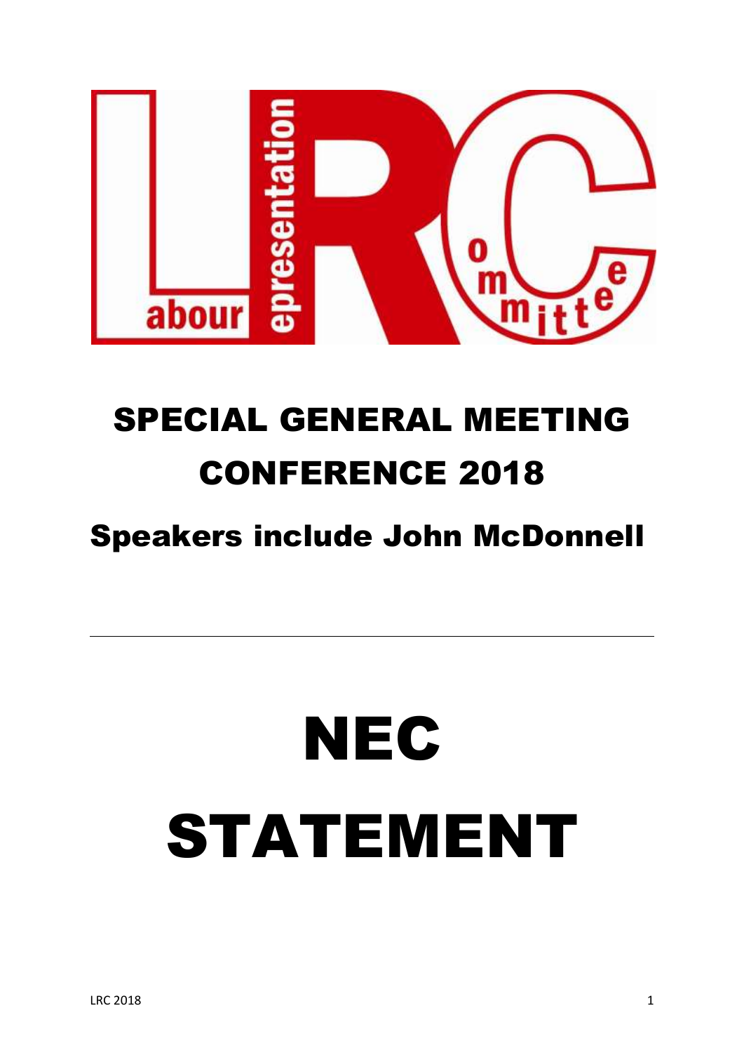# SPECIAL GENERAL MEETING CONFERENCE 2018

## Speakers include John McDonnell

---

# NEC STATEMENT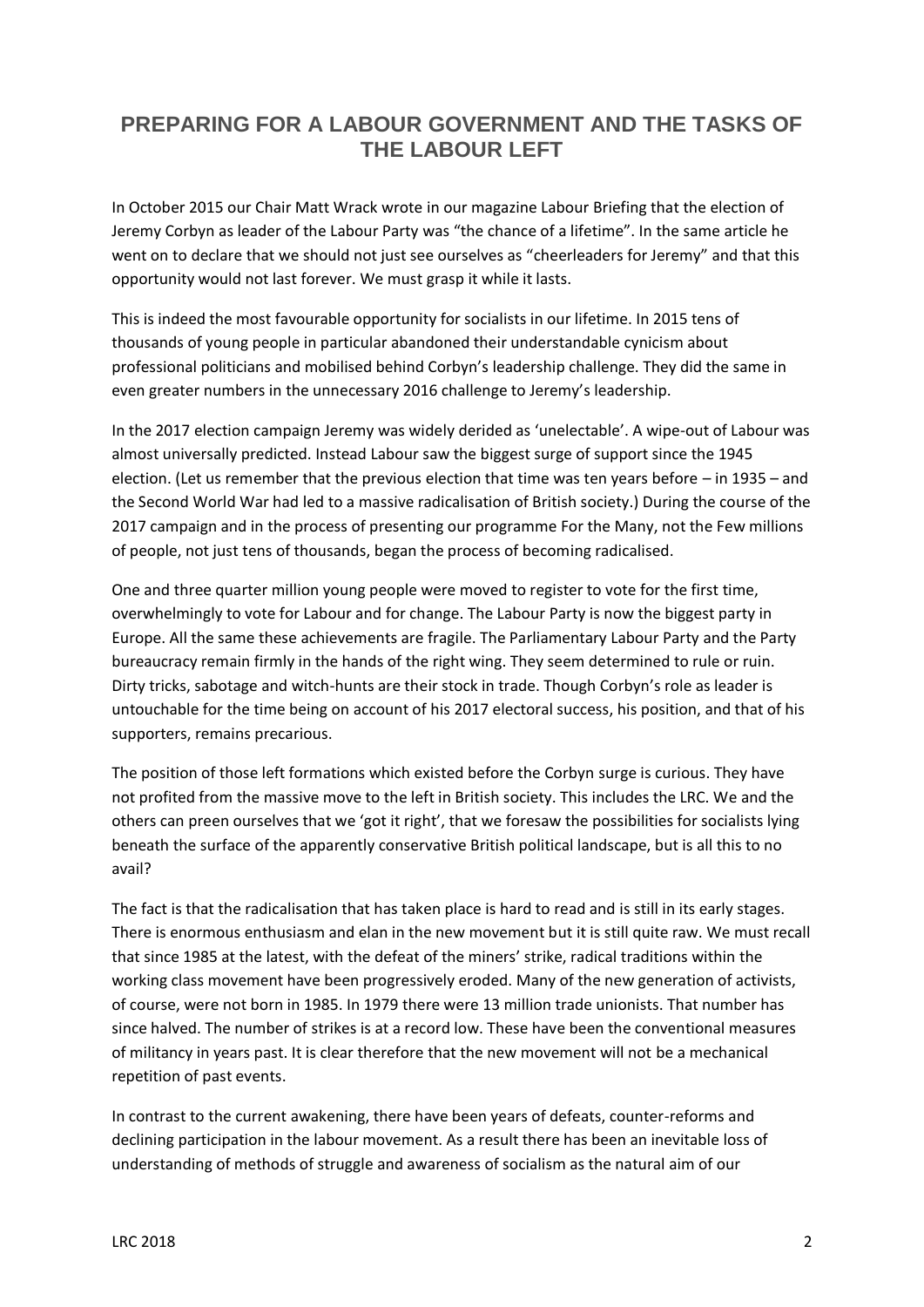## PREPARING FOR A LABOUR GOVERNMENT AND THE TASKS OF THE LABOUR LEFT

In October 2015 our Chair Matt Wrack wrote in our magazine Labour Briefing that the election of Jeremy Corbyn as leader of the Labour Party was "the chance of a lifetime". In the same article he went on to declare that we should not just see ourselves as "cheerleaders for Jeremy" and that this opportunity would not last forever. We must grasp it while it lasts.

This is indeed the most favourable opportunity for socialists in our lifetime. In 2015 tens of thousands of young people in particular abandoned their understandable cynicism about professional politicians and mobilised behind Corbyn's leadership challenge. They did the same in even greater numbers in the unnecessary 2016 challenge to Jeremy's leadership.

In the 2017 election campaign Jeremy was widely derided as 'unelectable'. A wipe-out of Labour was almost universally predicted. Instead Labour saw the biggest surge of support since the 1945 election. (Let us remember that the previous election that time was ten years before – in 1935 – and the Second World War had led to a massive radicalisation of British society.) During the course of the 2017 campaign and in the process of presenting our programme For the Many, not the Few millions of people, not just tens of thousands, began the process of becoming radicalised.

One and three quarter million young people were moved to register to vote for the first time, overwhelmingly to vote for Labour and for change. The Labour Party is now the biggest party in Europe. All the same these achievements are fragile. The Parliamentary Labour Party and the Party bureaucracy remain firmly in the hands of the right wing. They seem determined to rule or ruin. Dirty tricks, sabotage and witch-hunts are their stock in trade. Though Corbyn's role as leader is untouchable for the time being on account of his 2017 electoral success, his position, and that of his supporters, remains precarious.

The position of those left formations which existed before the Corbyn surge is curious. They have not profited from the massive move to the left in British society. This includes the LRC. We and the others can preen ourselves that we 'got it right', that we foresaw the possibilities for socialists lying beneath the surface of the apparently conservative British political landscape, but is all this to no avail?

The fact is that the radicalisation that has taken place is hard to read and is still in its early stages. There is enormous enthusiasm and elan in the new movement but it is still quite raw. We must recall that since 1985 at the latest, with the defeat of the miners' strike, radical traditions within the working class movement have been progressively eroded. Many of the new generation of activists, of course, were not born in 1985. In 1979 there were 13 million trade unionists. That number has since halved. The number of strikes is at a record low. These have been the conventional measures of militancy in years past. It is clear therefore that the new movement will not be a mechanical repetition of past events.

In contrast to the current awakening, there have been years of defeats, counter-reforms and declining participation in the labour movement. As a result there has been an inevitable loss of understanding of methods of struggle and awareness of socialism as the natural aim of our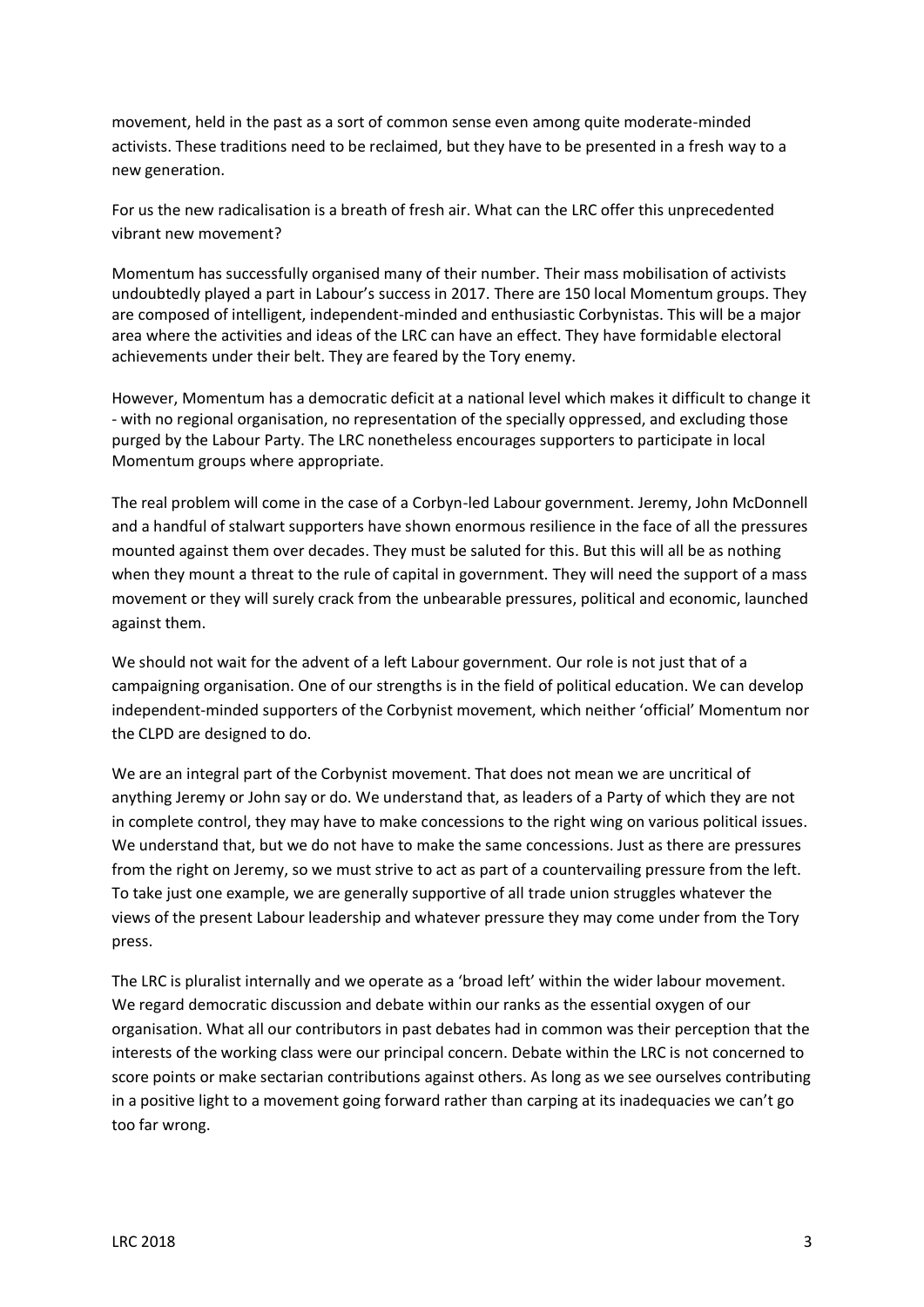movement, held in the past as a sort of common sense even among quite moderate-minded activists. These traditions need to be reclaimed, but they have to be presented in a fresh way to a new generation.

For us the new radicalisation is a breath of fresh air. What can the LRC offer this unprecedented vibrant new movement?

Momentum has successfully organised many of their number. Their mass mobilisation of activists undoubtedly played a part in Labour's success in 2017. There are 150 local Momentum groups. They are composed of intelligent, independent-minded and enthusiastic Corbynistas. This will be a major area where the activities and ideas of the LRC can have an effect. They have formidable electoral achievements under their belt. They are feared by the Tory enemy.

However, Momentum has a democratic deficit at a national level which makes it difficult to change it - with no regional organisation, no representation of the specially oppressed, and excluding those purged by the Labour Party. The LRC nonetheless encourages supporters to participate in local Momentum groups where appropriate.

The real problem will come in the case of a Corbyn-led Labour government. Jeremy, John McDonnell and a handful of stalwart supporters have shown enormous resilience in the face of all the pressures mounted against them over decades. They must be saluted for this. But this will all be as nothing when they mount a threat to the rule of capital in government. They will need the support of a mass movement or they will surely crack from the unbearable pressures, political and economic, launched against them.

We should not wait for the advent of a left Labour government. Our role is not just that of a campaigning organisation. One of our strengths is in the field of political education. We can develop independent-minded supporters of the Corbynist movement, which neither 'official' Momentum nor the CLPD are designed to do.

We are an integral part of the Corbynist movement. That does not mean we are uncritical of anything Jeremy or John say or do. We understand that, as leaders of a Party of which they are not in complete control, they may have to make concessions to the right wing on various political issues. We understand that, but we do not have to make the same concessions. Just as there are pressures from the right on Jeremy, so we must strive to act as part of a countervailing pressure from the left. To take just one example, we are generally supportive of all trade union struggles whatever the views of the present Labour leadership and whatever pressure they may come under from the Tory press.

The LRC is pluralist internally and we operate as a 'broad left' within the wider labour movement. We regard democratic discussion and debate within our ranks as the essential oxygen of our organisation. What all our contributors in past debates had in common was their perception that the interests of the working class were our principal concern. Debate within the LRC is not concerned to score points or make sectarian contributions against others. As long as we see ourselves contributing in a positive light to a movement going forward rather than carping at its inadequacies we can't go too far wrong.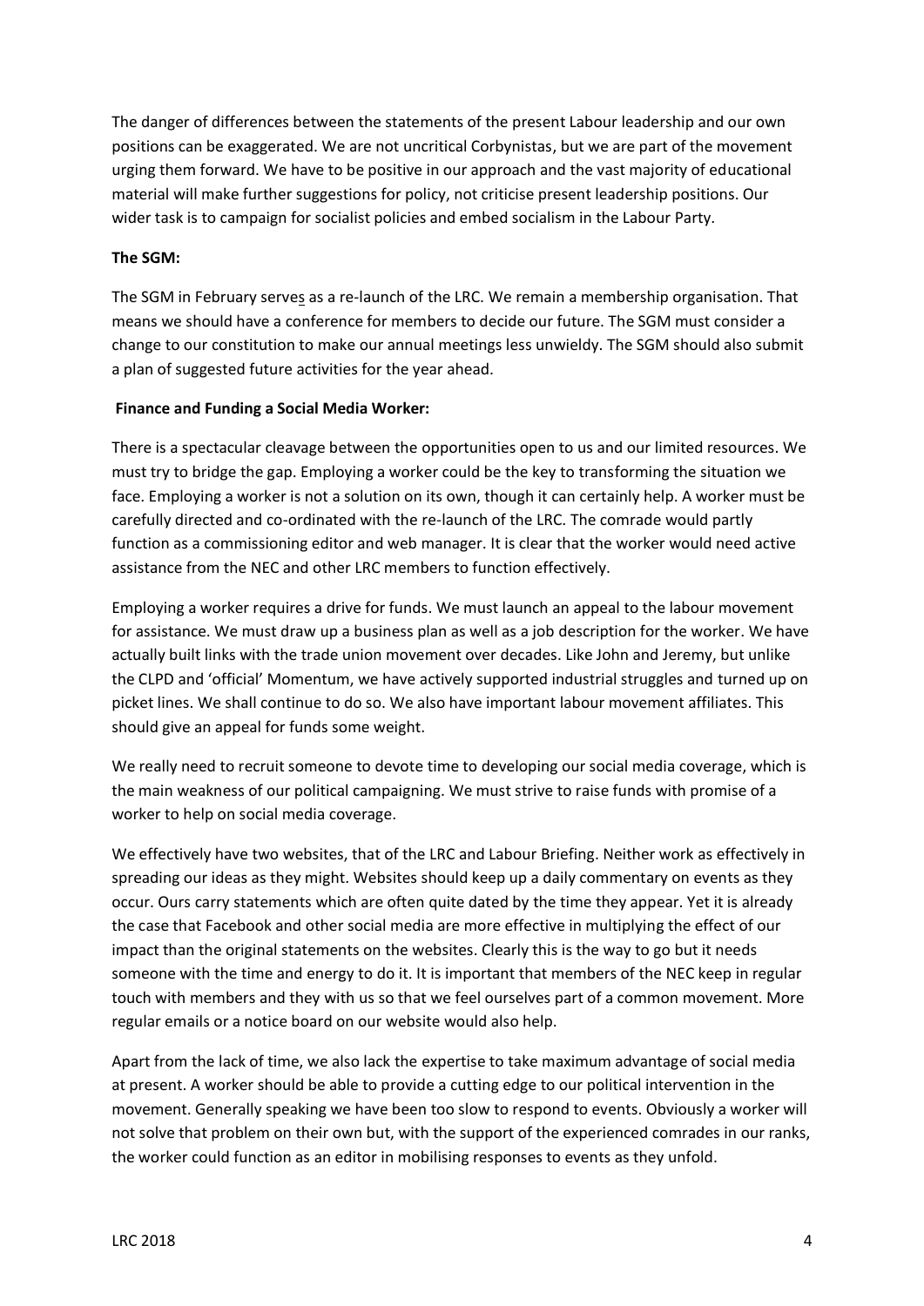The danger of differences between the statements of the present Labour leadership and our own positions can be exaggerated. We are not uncritical Corbynistas, but we are part of the movement urging them forward. We have to be positive in our approach and the vast majority of educational material will make further suggestions for policy, not criticise present leadership positions. Our wider task is to campaign for socialist policies and embed socialism in the Labour Party.

**The SGM:**

The SGM in February serves as a re-launch of the LRC. We remain a membership organisation. That means we should have a conference for members to decide our future. The SGM must consider a change to our constitution to make our annual meetings less unwieldy. The SGM should also submit a plan of suggested future activities for the year ahead.

**Finance and Funding a Social Media Worker:**

There is a spectacular cleavage between the opportunities open to us and our limited resources. We must try to bridge the gap. Employing a worker could be the key to transforming the situation we face. Employing a worker is not a solution on its own, though it can certainly help. A worker must be carefully directed and co-ordinated with the re-launch of the LRC. The comrade would partly function as a commissioning editor and web manager. It is clear that the worker would need active assistance from the NEC and other LRC members to function effectively.

Employing a worker requires a drive for funds. We must launch an appeal to the labour movement for assistance. We must draw up a business plan as well as a job description for the worker. We have actually built links with the trade union movement over decades. Like John and Jeremy, but unlike the CLPD and 'official' Momentum, we have actively supported industrial struggles and turned up on picket lines. We shall continue to do so. We also have important labour movement affiliates. This should give an appeal for funds some weight.

We really need to recruit someone to devote time to developing our social media coverage, which is the main weakness of our political campaigning. We must strive to raise funds with promise of a worker to help on social media coverage.

We effectively have two websites, that of the LRC and Labour Briefing. Neither work as effectively in spreading our ideas as they might. Websites should keep up a daily commentary on events as they occur. Ours carry statements which are often quite dated by the time they appear. Yet it is already the case that Facebook and other social media are more effective in multiplying the effect of our impact than the original statements on the websites. Clearly this is the way to go but it needs someone with the time and energy to do it. It is important that members of the NEC keep in regular touch with members and they with us so that we feel ourselves part of a common movement. More regular emails or a notice board on our website would also help.

Apart from the lack of time, we also lack the expertise to take maximum advantage of social media at present. A worker should be able to provide a cutting edge to our political intervention in the movement. Generally speaking we have been too slow to respond to events. Obviously a worker will not solve that problem on their own but, with the support of the experienced comrades in our ranks, the worker could function as an editor in mobilising responses to events as they unfold.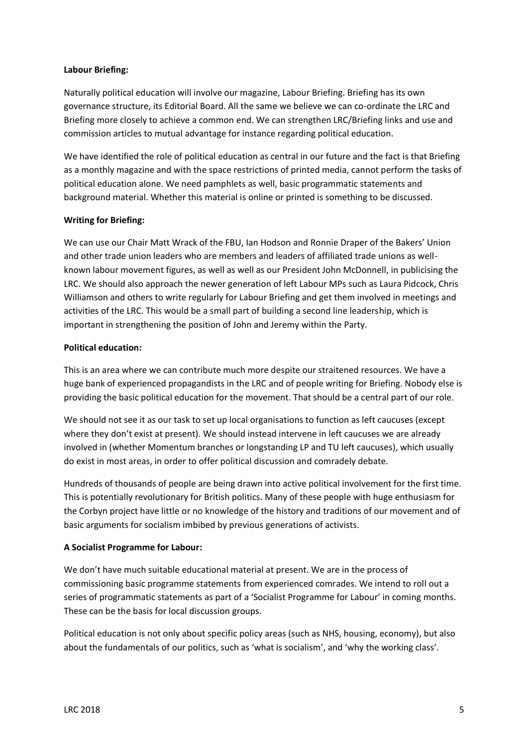**Labour Briefing:**

Naturally political education will involve our magazine, Labour Briefing. Briefing has its own governance structure, its Editorial Board. All the same we believe we can co-ordinate the LRC and Briefing more closely to achieve a common end. We can strengthen LRC/Briefing links and use and commission articles to mutual advantage for instance regarding political education.

We have identified the role of political education as central in our future and the fact is that Briefing as a monthly magazine and with the space restrictions of printed media, cannot perform the tasks of political education alone. We need pamphlets as well, basic programmatic statements and background material. Whether this material is online or printed is something to be discussed.

**Writing for Briefing:**

We can use our Chair Matt Wrack of the FBU, Ian Hodson and Ronnie Draper of the Bakers' Union and other trade union leaders who are members and leaders of affiliated trade unions as well-known labour movement figures, as well as well as our President John McDonnell, in publicising the LRC. We should also approach the newer generation of left Labour MPs such as Laura Pidcock, Chris Williamson and others to write regularly for Labour Briefing and get them involved in meetings and activities of the LRC. This would be a small part of building a second line leadership, which is important in strengthening the position of John and Jeremy within the Party.

**Political education:**

This is an area where we can contribute much more despite our straitened resources. We have a huge bank of experienced propagandists in the LRC and of people writing for Briefing. Nobody else is providing the basic political education for the movement. That should be a central part of our role.

We should not see it as our task to set up local organisations to function as left caucuses (except where they don't exist at present). We should instead intervene in left caucuses we are already involved in (whether Momentum branches or longstanding LP and TU left caucuses), which usually do exist in most areas, in order to offer political discussion and comradely debate.

Hundreds of thousands of people are being drawn into active political involvement for the first time. This is potentially revolutionary for British politics. Many of these people with huge enthusiasm for the Corbyn project have little or no knowledge of the history and traditions of our movement and of basic arguments for socialism imbibed by previous generations of activists.

**A Socialist Programme for Labour:**

We don't have much suitable educational material at present. We are in the process of commissioning basic programme statements from experienced comrades. We intend to roll out a series of programmatic statements as part of a 'Socialist Programme for Labour' in coming months. These can be the basis for local discussion groups.

Political education is not only about specific policy areas (such as NHS, housing, economy), but also about the fundamentals of our politics, such as 'what is socialism', and 'why the working class'.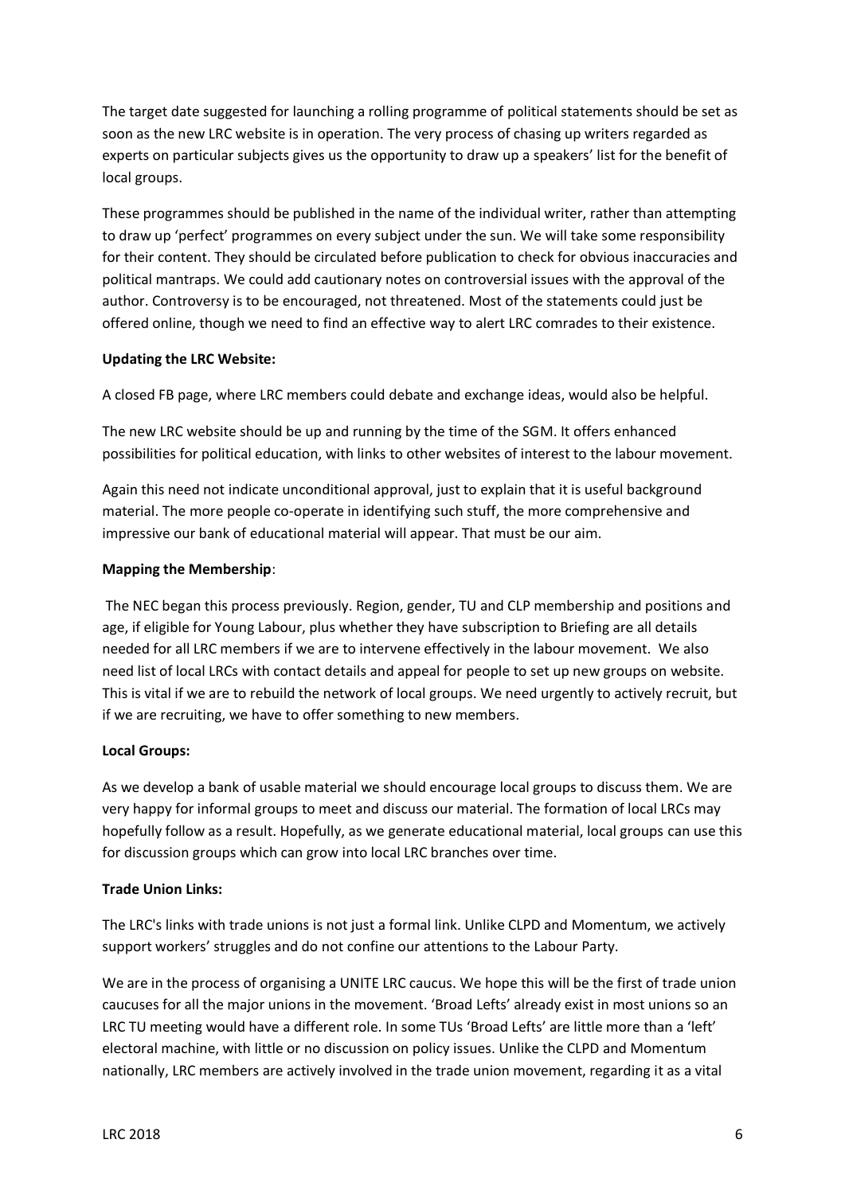The target date suggested for launching a rolling programme of political statements should be set as soon as the new LRC website is in operation. The very process of chasing up writers regarded as experts on particular subjects gives us the opportunity to draw up a speakers' list for the benefit of local groups.

These programmes should be published in the name of the individual writer, rather than attempting to draw up 'perfect' programmes on every subject under the sun. We will take some responsibility for their content. They should be circulated before publication to check for obvious inaccuracies and political mantraps. We could add cautionary notes on controversial issues with the approval of the author. Controversy is to be encouraged, not threatened. Most of the statements could just be offered online, though we need to find an effective way to alert LRC comrades to their existence.

**Updating the LRC Website:**

A closed FB page, where LRC members could debate and exchange ideas, would also be helpful.

The new LRC website should be up and running by the time of the SGM. It offers enhanced possibilities for political education, with links to other websites of interest to the labour movement.

Again this need not indicate unconditional approval, just to explain that it is useful background material. The more people co-operate in identifying such stuff, the more comprehensive and impressive our bank of educational material will appear. That must be our aim.

**Mapping the Membership**:

The NEC began this process previously. Region, gender, TU and CLP membership and positions and age, if eligible for Young Labour, plus whether they have subscription to Briefing are all details needed for all LRC members if we are to intervene effectively in the labour movement. We also need list of local LRCs with contact details and appeal for people to set up new groups on website. This is vital if we are to rebuild the network of local groups. We need urgently to actively recruit, but if we are recruiting, we have to offer something to new members.

**Local Groups:**

As we develop a bank of usable material we should encourage local groups to discuss them. We are very happy for informal groups to meet and discuss our material. The formation of local LRCs may hopefully follow as a result. Hopefully, as we generate educational material, local groups can use this for discussion groups which can grow into local LRC branches over time.

**Trade Union Links:**

The LRC's links with trade unions is not just a formal link. Unlike CLPD and Momentum, we actively support workers' struggles and do not confine our attentions to the Labour Party.

We are in the process of organising a UNITE LRC caucus. We hope this will be the first of trade union caucuses for all the major unions in the movement. 'Broad Lefts' already exist in most unions so an LRC TU meeting would have a different role. In some TUs 'Broad Lefts' are little more than a 'left' electoral machine, with little or no discussion on policy issues. Unlike the CLPD and Momentum nationally, LRC members are actively involved in the trade union movement, regarding it as a vital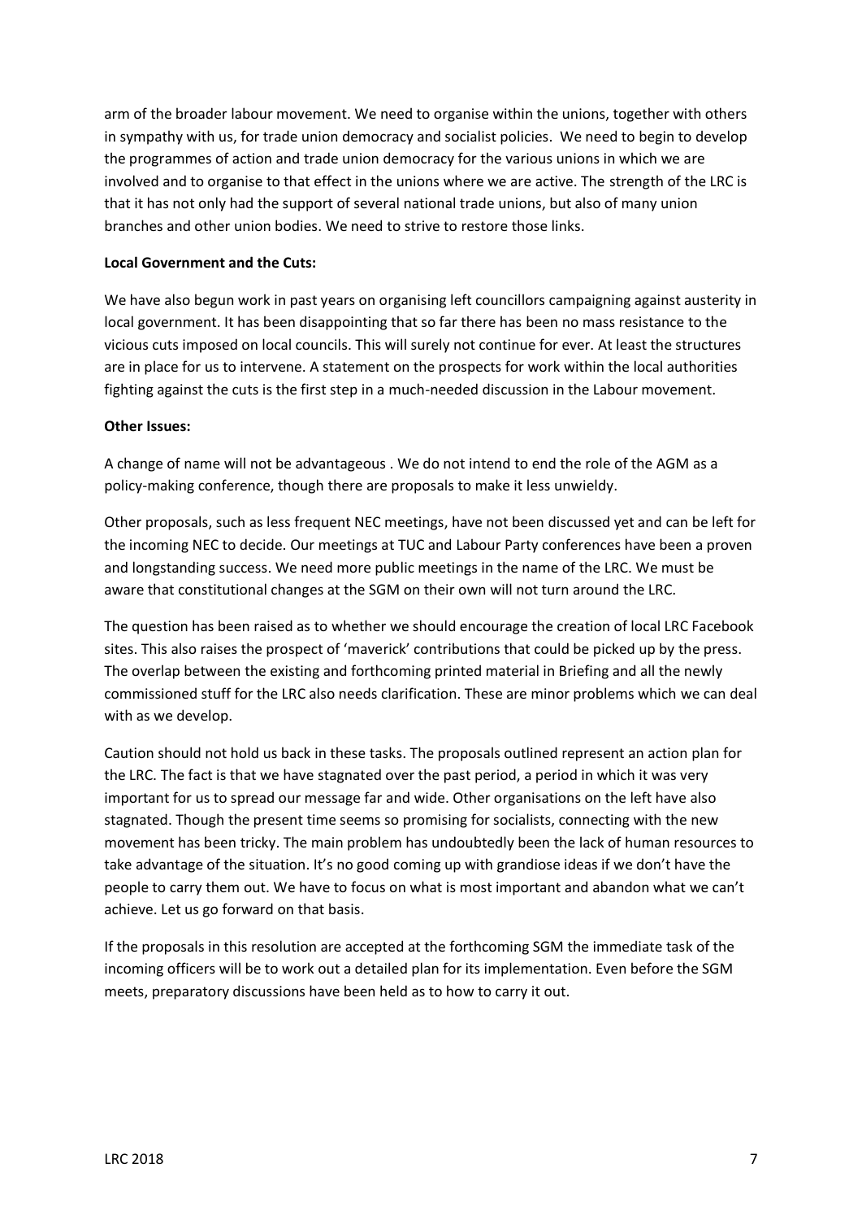arm of the broader labour movement. We need to organise within the unions, together with others in sympathy with us, for trade union democracy and socialist policies. We need to begin to develop the programmes of action and trade union democracy for the various unions in which we are involved and to organise to that effect in the unions where we are active. The strength of the LRC is that it has not only had the support of several national trade unions, but also of many union branches and other union bodies. We need to strive to restore those links.

**Local Government and the Cuts:**

We have also begun work in past years on organising left councillors campaigning against austerity in local government. It has been disappointing that so far there has been no mass resistance to the vicious cuts imposed on local councils. This will surely not continue for ever. At least the structures are in place for us to intervene. A statement on the prospects for work within the local authorities fighting against the cuts is the first step in a much-needed discussion in the Labour movement.

**Other Issues:**

A change of name will not be advantageous . We do not intend to end the role of the AGM as a policy-making conference, though there are proposals to make it less unwieldy.

Other proposals, such as less frequent NEC meetings, have not been discussed yet and can be left for the incoming NEC to decide. Our meetings at TUC and Labour Party conferences have been a proven and longstanding success. We need more public meetings in the name of the LRC. We must be aware that constitutional changes at the SGM on their own will not turn around the LRC.

The question has been raised as to whether we should encourage the creation of local LRC Facebook sites. This also raises the prospect of 'maverick' contributions that could be picked up by the press. The overlap between the existing and forthcoming printed material in Briefing and all the newly commissioned stuff for the LRC also needs clarification. These are minor problems which we can deal with as we develop.

Caution should not hold us back in these tasks. The proposals outlined represent an action plan for the LRC. The fact is that we have stagnated over the past period, a period in which it was very important for us to spread our message far and wide. Other organisations on the left have also stagnated. Though the present time seems so promising for socialists, connecting with the new movement has been tricky. The main problem has undoubtedly been the lack of human resources to take advantage of the situation. It's no good coming up with grandiose ideas if we don't have the people to carry them out. We have to focus on what is most important and abandon what we can't achieve. Let us go forward on that basis.

If the proposals in this resolution are accepted at the forthcoming SGM the immediate task of the incoming officers will be to work out a detailed plan for its implementation. Even before the SGM meets, preparatory discussions have been held as to how to carry it out.